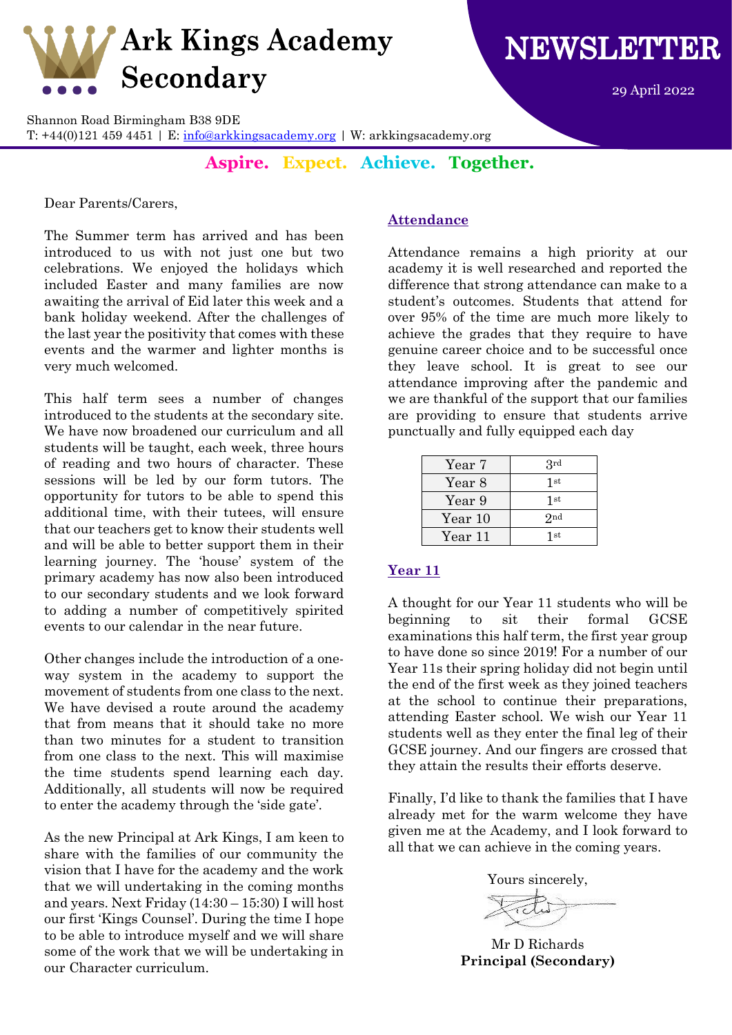# Ark Kings Academy Secondary

# NEWSLETTER

29 April 2022

Shannon Road Birmingham B38 9DE
T: +44(0)121 459 4451 | E: info@arkkingsacademy.org | W: arkkingsacademy.org

**Aspire. Expect. Achieve. Together.**

Dear Parents/Carers,

The Summer term has arrived and has been introduced to us with not just one but two celebrations. We enjoyed the holidays which included Easter and many families are now awaiting the arrival of Eid later this week and a bank holiday weekend. After the challenges of the last year the positivity that comes with these events and the warmer and lighter months is very much welcomed.

This half term sees a number of changes introduced to the students at the secondary site. We have now broadened our curriculum and all students will be taught, each week, three hours of reading and two hours of character. These sessions will be led by our form tutors. The opportunity for tutors to be able to spend this additional time, with their tutees, will ensure that our teachers get to know their students well and will be able to better support them in their learning journey. The 'house' system of the primary academy has now also been introduced to our secondary students and we look forward to adding a number of competitively spirited events to our calendar in the near future.

Other changes include the introduction of a one-way system in the academy to support the movement of students from one class to the next. We have devised a route around the academy that from means that it should take no more than two minutes for a student to transition from one class to the next. This will maximise the time students spend learning each day. Additionally, all students will now be required to enter the academy through the 'side gate'.

As the new Principal at Ark Kings, I am keen to share with the families of our community the vision that I have for the academy and the work that we will undertaking in the coming months and years. Next Friday (14:30 – 15:30) I will host our first 'Kings Counsel'. During the time I hope to be able to introduce myself and we will share some of the work that we will be undertaking in our Character curriculum.

## Attendance

Attendance remains a high priority at our academy it is well researched and reported the difference that strong attendance can make to a student's outcomes. Students that attend for over 95% of the time are much more likely to achieve the grades that they require to have genuine career choice and to be successful once they leave school. It is great to see our attendance improving after the pandemic and we are thankful of the support that our families are providing to ensure that students arrive punctually and fully equipped each day

| Year 7 | 3rd |
|---|---|
| Year 8 | 1st |
| Year 9 | 1st |
| Year 10 | 2nd |
| Year 11 | 1st |

## Year 11

A thought for our Year 11 students who will be beginning to sit their formal GCSE examinations this half term, the first year group to have done so since 2019! For a number of our Year 11s their spring holiday did not begin until the end of the first week as they joined teachers at the school to continue their preparations, attending Easter school. We wish our Year 11 students well as they enter the final leg of their GCSE journey. And our fingers are crossed that they attain the results their efforts deserve.

Finally, I'd like to thank the families that I have already met for the warm welcome they have given me at the Academy, and I look forward to all that we can achieve in the coming years.

Yours sincerely,

Mr D Richards
**Principal (Secondary)**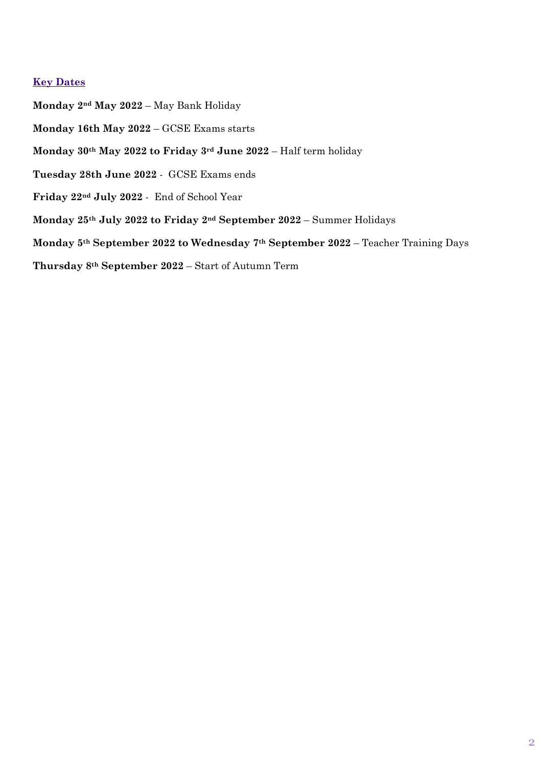## Key Dates

**Monday 2nd May 2022** – May Bank Holiday

**Monday 16th May 2022** – GCSE Exams starts

**Monday 30th May 2022 to Friday 3rd June 2022** – Half term holiday

**Tuesday 28th June 2022** - GCSE Exams ends

**Friday 22nd July 2022** - End of School Year

**Monday 25th July 2022 to Friday 2nd September 2022** – Summer Holidays

**Monday 5th September 2022 to Wednesday 7th September 2022** – Teacher Training Days

**Thursday 8th September 2022** – Start of Autumn Term